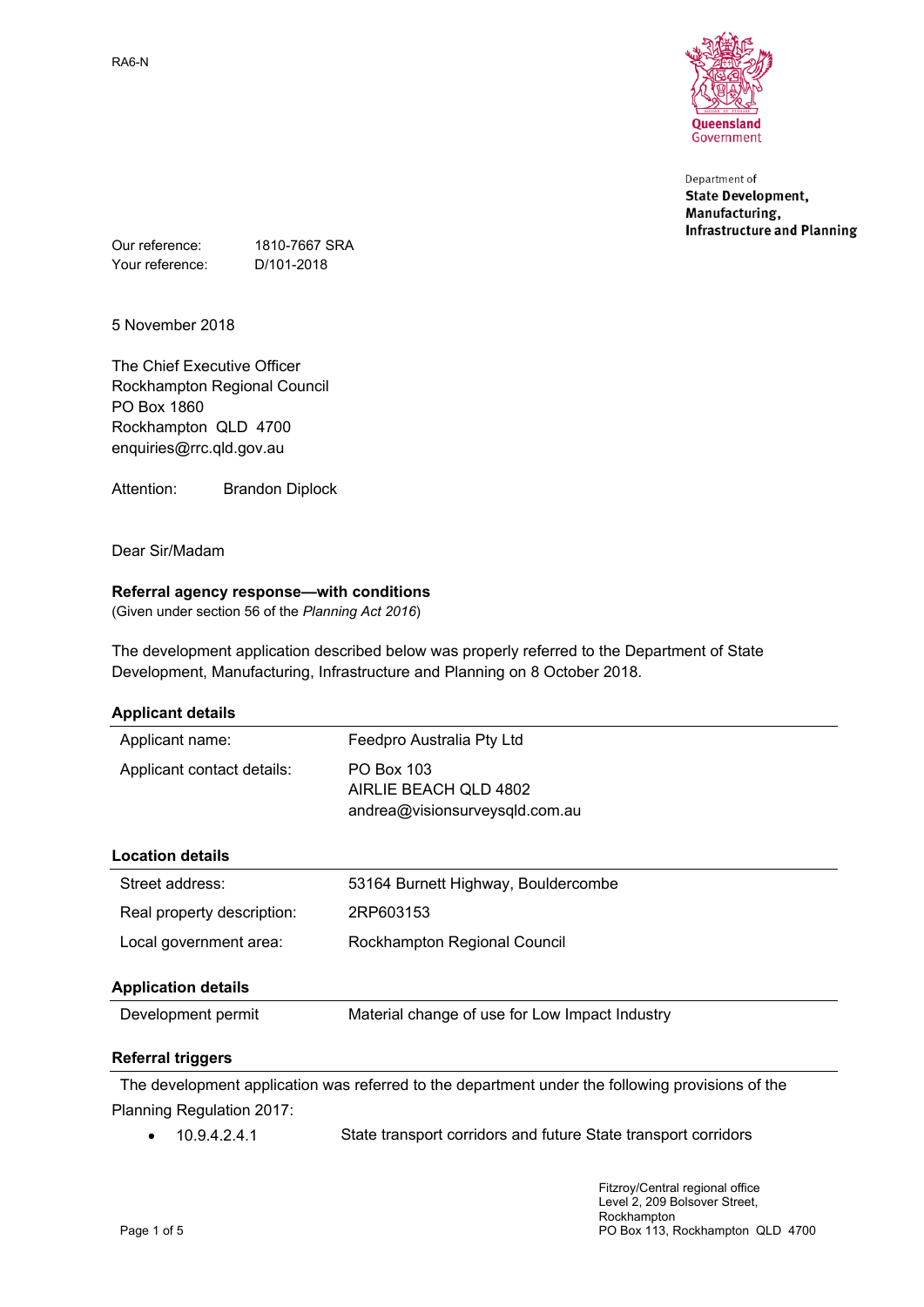RA6-N

Queensland Government

Department of
**State Development, Manufacturing, Infrastructure and Planning**

Our reference: 1810-7667 SRA
Your reference: D/101-2018

5 November 2018

The Chief Executive Officer
Rockhampton Regional Council
PO Box 1860
Rockhampton QLD 4700
enquiries@rrc.qld.gov.au

Attention: Brandon Diplock

Dear Sir/Madam

**Referral agency response—with conditions**
(Given under section 56 of the *Planning Act 2016*)

The development application described below was properly referred to the Department of State Development, Manufacturing, Infrastructure and Planning on 8 October 2018.

**Applicant details**

| | |
|---|---|
| Applicant name: | Feedpro Australia Pty Ltd |
| Applicant contact details: | PO Box 103<br>AIRLIE BEACH QLD 4802<br>andrea@visionsurveysqld.com.au |

**Location details**

| | |
|---|---|
| Street address: | 53164 Burnett Highway, Bouldercombe |
| Real property description: | 2RP603153 |
| Local government area: | Rockhampton Regional Council |

**Application details**

| | |
|---|---|
| Development permit | Material change of use for Low Impact Industry |

**Referral triggers**

The development application was referred to the department under the following provisions of the Planning Regulation 2017:

- 10.9.4.2.4.1 State transport corridors and future State transport corridors

Fitzroy/Central regional office
Level 2, 209 Bolsover Street,
Rockhampton
PO Box 113, Rockhampton QLD 4700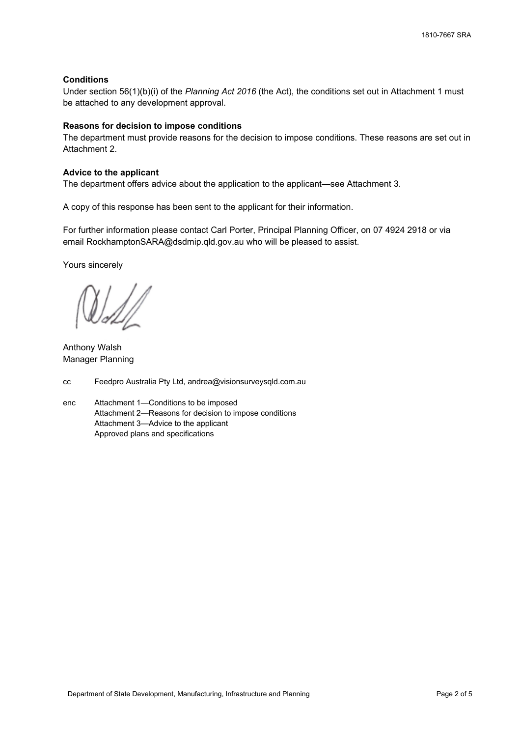**Conditions**

Under section 56(1)(b)(i) of the *Planning Act 2016* (the Act), the conditions set out in Attachment 1 must be attached to any development approval.

**Reasons for decision to impose conditions**

The department must provide reasons for the decision to impose conditions. These reasons are set out in Attachment 2.

**Advice to the applicant**

The department offers advice about the application to the applicant—see Attachment 3.

A copy of this response has been sent to the applicant for their information.

For further information please contact Carl Porter, Principal Planning Officer, on 07 4924 2918 or via email RockhamptonSARA@dsdmip.qld.gov.au who will be pleased to assist.

Yours sincerely

Anthony Walsh
Manager Planning

cc Feedpro Australia Pty Ltd, andrea@visionsurveysqld.com.au

enc Attachment 1—Conditions to be imposed
Attachment 2—Reasons for decision to impose conditions
Attachment 3—Advice to the applicant
Approved plans and specifications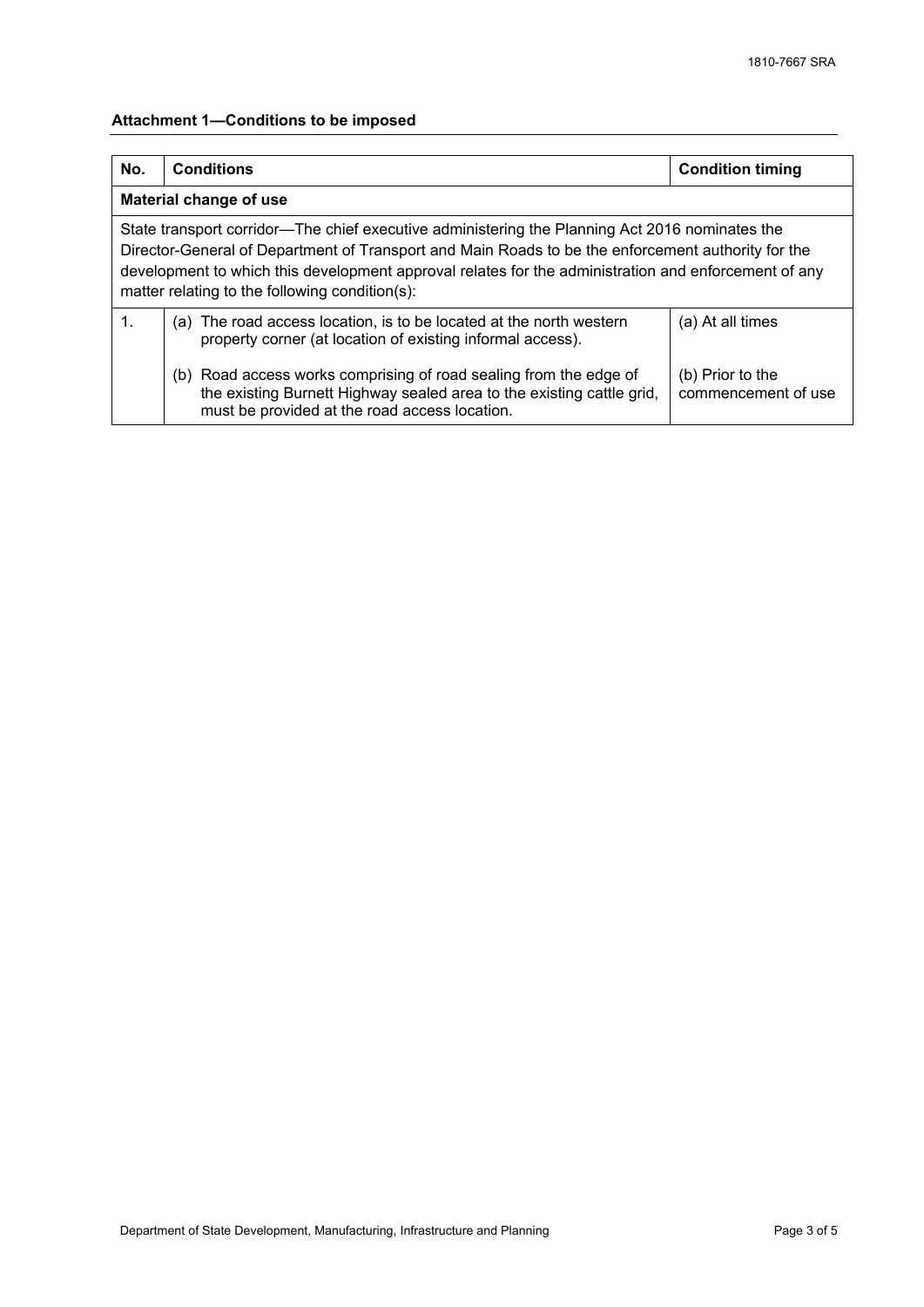**Attachment 1—Conditions to be imposed**

| No. | Conditions | Condition timing |
|---|---|---|
| **Material change of use** | | |
| State transport corridor—The chief executive administering the Planning Act 2016 nominates the Director-General of Department of Transport and Main Roads to be the enforcement authority for the development to which this development approval relates for the administration and enforcement of any matter relating to the following condition(s): | | |
| 1. | (a) The road access location, is to be located at the north western property corner (at location of existing informal access). | (a) At all times |
| | (b) Road access works comprising of road sealing from the edge of the existing Burnett Highway sealed area to the existing cattle grid, must be provided at the road access location. | (b) Prior to the commencement of use |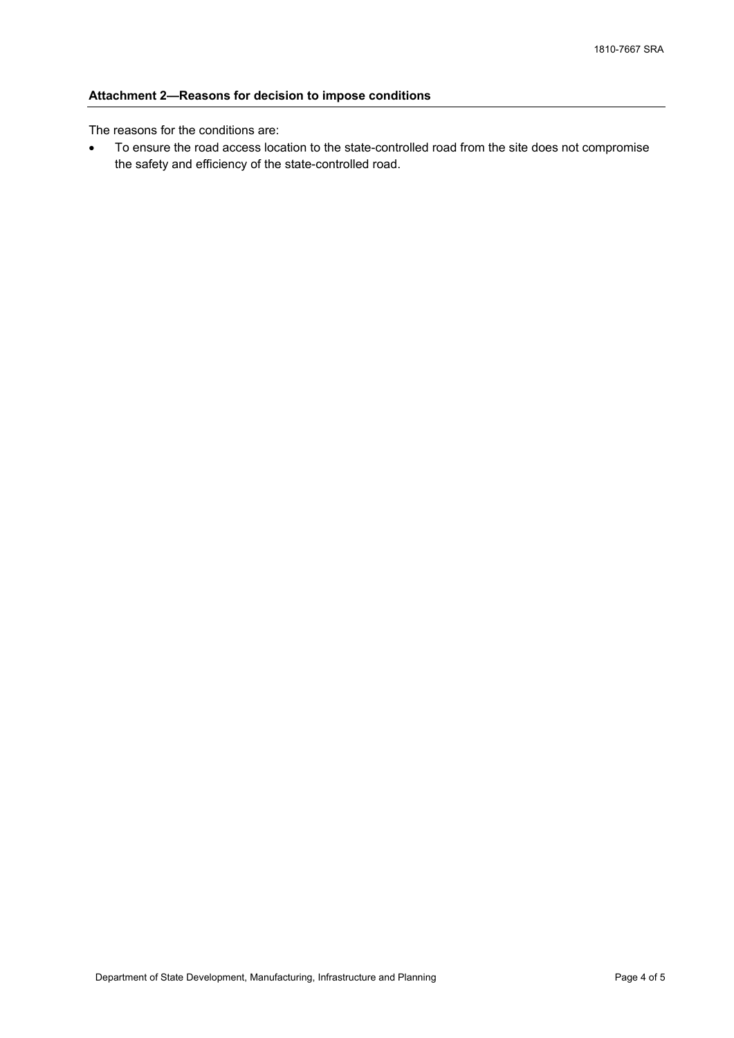## Attachment 2—Reasons for decision to impose conditions

The reasons for the conditions are:

- To ensure the road access location to the state-controlled road from the site does not compromise the safety and efficiency of the state-controlled road.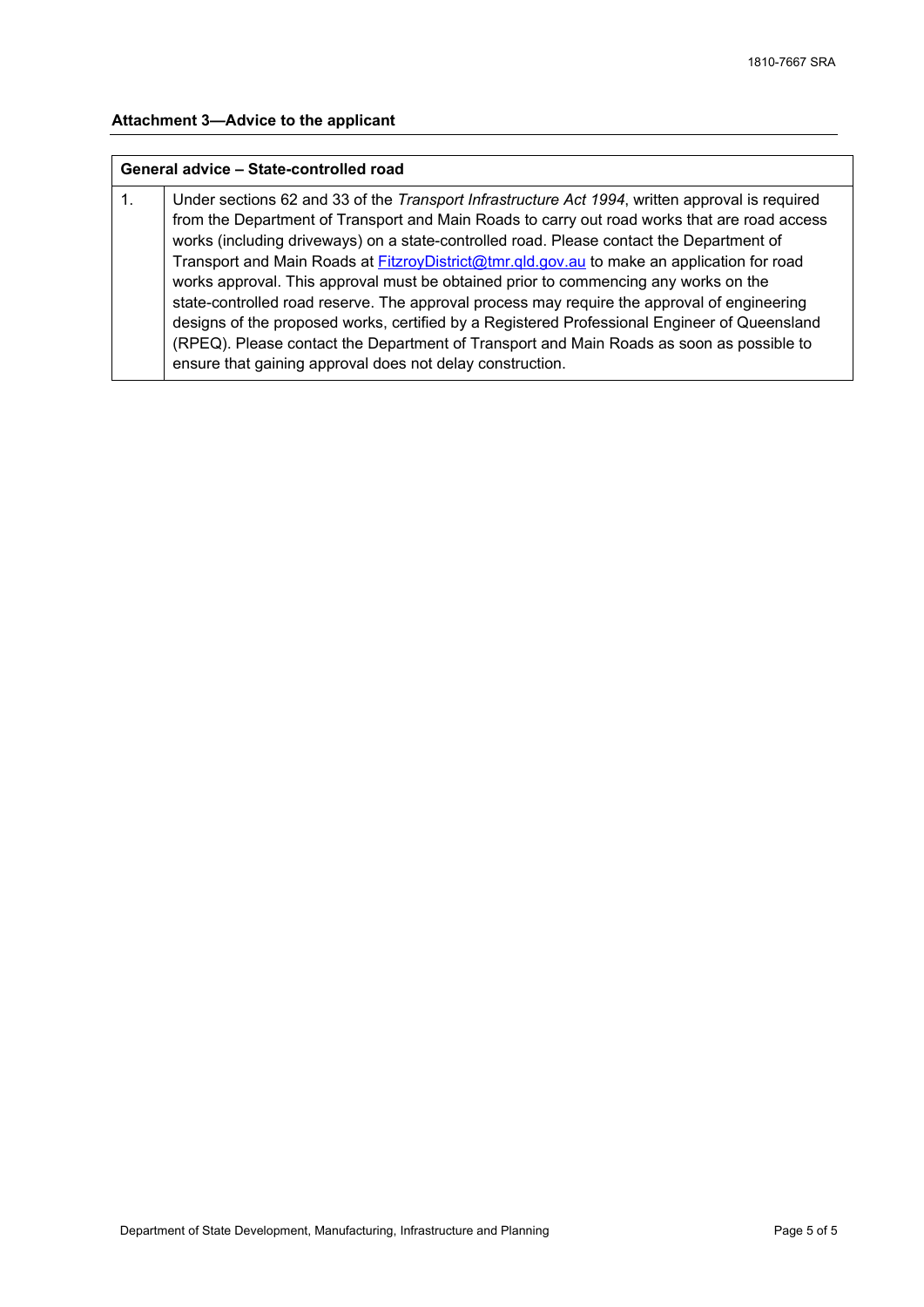### Attachment 3—Advice to the applicant

| General advice – State-controlled road | |
|---|---|
| 1. | Under sections 62 and 33 of the *Transport Infrastructure Act 1994*, written approval is required from the Department of Transport and Main Roads to carry out road works that are road access works (including driveways) on a state-controlled road. Please contact the Department of Transport and Main Roads at FitzroyDistrict@tmr.qld.gov.au to make an application for road works approval. This approval must be obtained prior to commencing any works on the state-controlled road reserve. The approval process may require the approval of engineering designs of the proposed works, certified by a Registered Professional Engineer of Queensland (RPEQ). Please contact the Department of Transport and Main Roads as soon as possible to ensure that gaining approval does not delay construction. |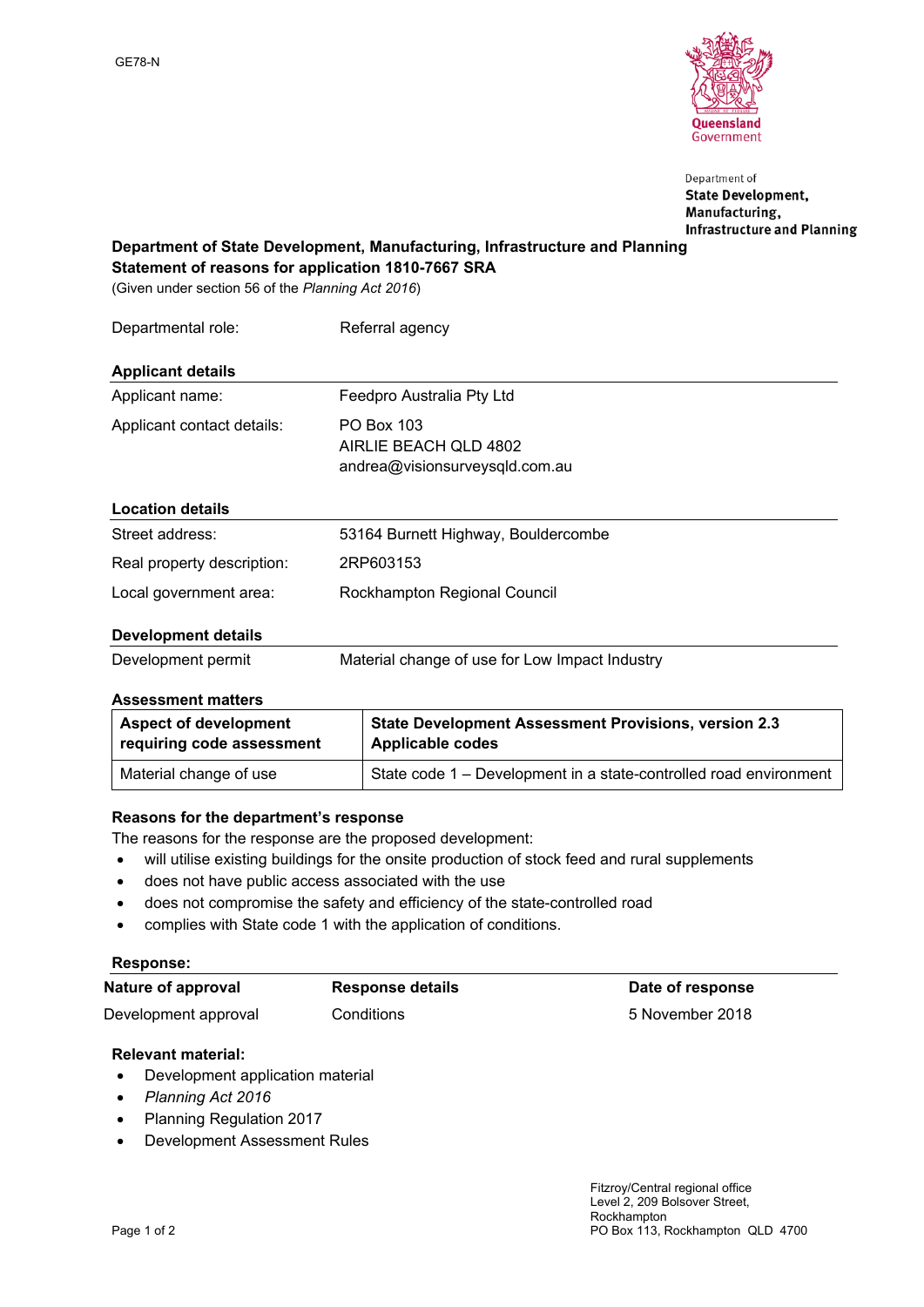GE78-N

Department of
**State Development, Manufacturing, Infrastructure and Planning**

**Department of State Development, Manufacturing, Infrastructure and Planning**
**Statement of reasons for application 1810-7667 SRA**
(Given under section 56 of the *Planning Act 2016*)

| Departmental role: | Referral agency |
|---|---|

**Applicant details**

| | |
|---|---|
| Applicant name: | Feedpro Australia Pty Ltd |
| Applicant contact details: | PO Box 103<br>AIRLIE BEACH QLD 4802<br>andrea@visionsurveysqld.com.au |

**Location details**

| | |
|---|---|
| Street address: | 53164 Burnett Highway, Bouldercombe |
| Real property description: | 2RP603153 |
| Local government area: | Rockhampton Regional Council |

**Development details**

| | |
|---|---|
| Development permit | Material change of use for Low Impact Industry |

**Assessment matters**

| Aspect of development requiring code assessment | State Development Assessment Provisions, version 2.3 Applicable codes |
|---|---|
| Material change of use | State code 1 – Development in a state-controlled road environment |

**Reasons for the department's response**

The reasons for the response are the proposed development:

- will utilise existing buildings for the onsite production of stock feed and rural supplements
- does not have public access associated with the use
- does not compromise the safety and efficiency of the state-controlled road
- complies with State code 1 with the application of conditions.

**Response:**

| Nature of approval | Response details | Date of response |
|---|---|---|
| Development approval | Conditions | 5 November 2018 |

**Relevant material:**

- Development application material
- *Planning Act 2016*
- Planning Regulation 2017
- Development Assessment Rules

Fitzroy/Central regional office
Level 2, 209 Bolsover Street,
Rockhampton
PO Box 113, Rockhampton QLD 4700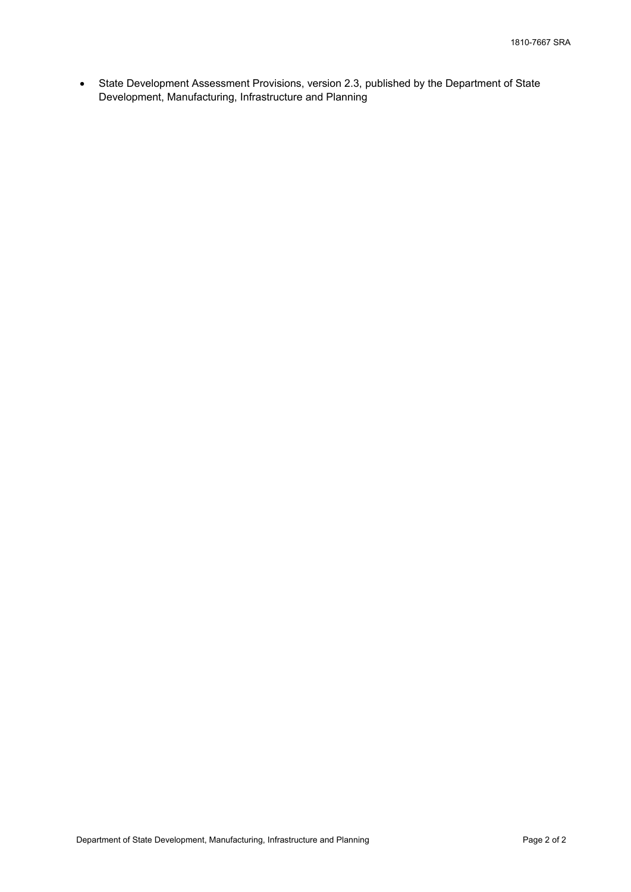- State Development Assessment Provisions, version 2.3, published by the Department of State Development, Manufacturing, Infrastructure and Planning